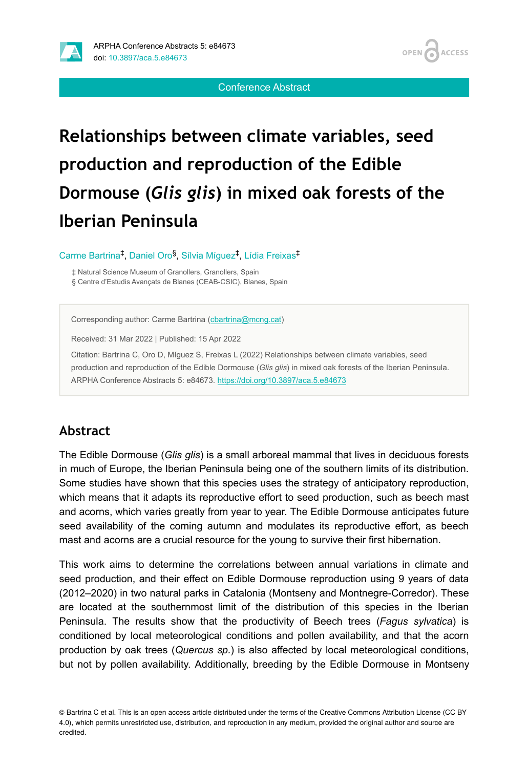Conference Abstract

# Relationships between climate variables, seed production and reproduction of the Edible Dormouse (*Glis glis*) in mixed oak forests of the Iberian Peninsula

Carme Bartrina[‡], Daniel Oro[§], Sílvia Míguez[‡], Lídia Freixas[‡]

‡ Natural Science Museum of Granollers, Granollers, Spain
§ Centre d'Estudis Avançats de Blanes (CEAB-CSIC), Blanes, Spain

Corresponding author: Carme Bartrina (cbartrina@mcng.cat)

Received: 31 Mar 2022 | Published: 15 Apr 2022

Citation: Bartrina C, Oro D, Míguez S, Freixas L (2022) Relationships between climate variables, seed production and reproduction of the Edible Dormouse (*Glis glis*) in mixed oak forests of the Iberian Peninsula. ARPHA Conference Abstracts 5: e84673. https://doi.org/10.3897/aca.5.e84673

## Abstract

The Edible Dormouse (*Glis glis*) is a small arboreal mammal that lives in deciduous forests in much of Europe, the Iberian Peninsula being one of the southern limits of its distribution. Some studies have shown that this species uses the strategy of anticipatory reproduction, which means that it adapts its reproductive effort to seed production, such as beech mast and acorns, which varies greatly from year to year. The Edible Dormouse anticipates future seed availability of the coming autumn and modulates its reproductive effort, as beech mast and acorns are a crucial resource for the young to survive their first hibernation.

This work aims to determine the correlations between annual variations in climate and seed production, and their effect on Edible Dormouse reproduction using 9 years of data (2012–2020) in two natural parks in Catalonia (Montseny and Montnegre-Corredor). These are located at the southernmost limit of the distribution of this species in the Iberian Peninsula. The results show that the productivity of Beech trees (*Fagus sylvatica*) is conditioned by local meteorological conditions and pollen availability, and that the acorn production by oak trees (*Quercus sp.*) is also affected by local meteorological conditions, but not by pollen availability. Additionally, breeding by the Edible Dormouse in Montseny

© Bartrina C et al. This is an open access article distributed under the terms of the Creative Commons Attribution License (CC BY 4.0), which permits unrestricted use, distribution, and reproduction in any medium, provided the original author and source are credited.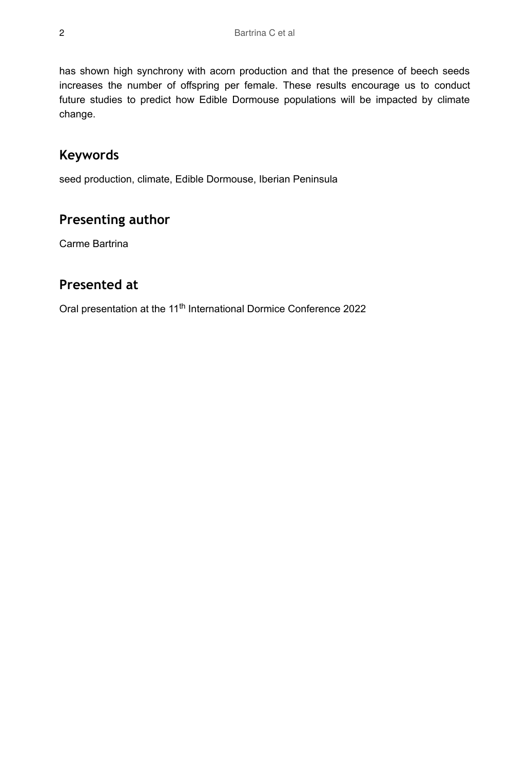has shown high synchrony with acorn production and that the presence of beech seeds increases the number of offspring per female. These results encourage us to conduct future studies to predict how Edible Dormouse populations will be impacted by climate change.

## Keywords

seed production, climate, Edible Dormouse, Iberian Peninsula

## Presenting author

Carme Bartrina

## Presented at

Oral presentation at the 11th International Dormice Conference 2022